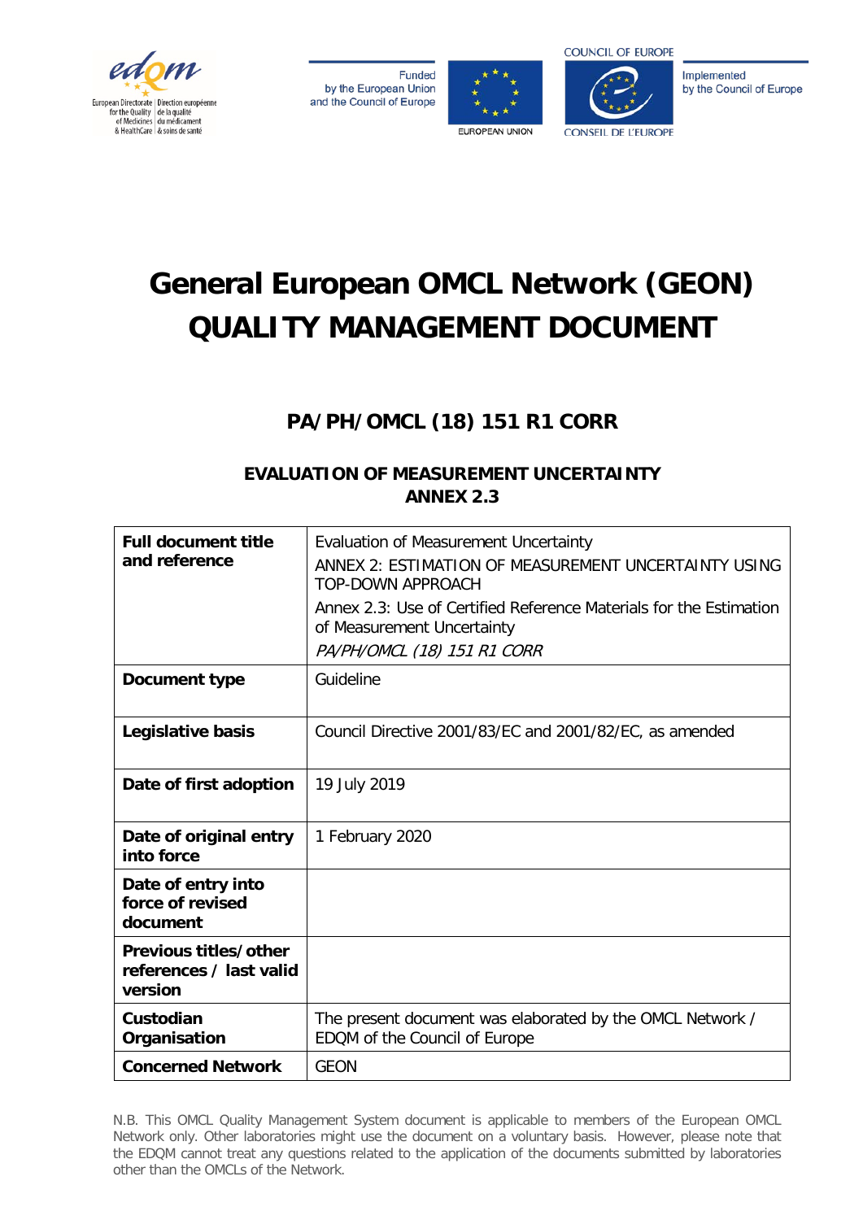# General European OMCL Network (GEON) QUALITY MANAGEMENT DOCUMENT

## PA/PH/OMCL (18) 151 R1 CORR

### EVALUATION OF MEASUREMENT UNCERTAINTY ANNEX 2.3

| | |
|---|---|
| **Full document title and reference** | Evaluation of Measurement Uncertainty<br>ANNEX 2: ESTIMATION OF MEASUREMENT UNCERTAINTY USING TOP-DOWN APPROACH<br>Annex 2.3: Use of Certified Reference Materials for the Estimation of Measurement Uncertainty<br>*PA/PH/OMCL (18) 151 R1 CORR* |
| **Document type** | Guideline |
| **Legislative basis** | Council Directive 2001/83/EC and 2001/82/EC, as amended |
| **Date of first adoption** | 19 July 2019 |
| **Date of original entry into force** | 1 February 2020 |
| **Date of entry into force of revised document** | |
| **Previous titles/other references / last valid version** | |
| **Custodian Organisation** | The present document was elaborated by the OMCL Network / EDQM of the Council of Europe |
| **Concerned Network** | GEON |

N.B. This OMCL Quality Management System document is applicable to members of the European OMCL Network only. Other laboratories might use the document on a voluntary basis. However, please note that the EDQM cannot treat any questions related to the application of the documents submitted by laboratories other than the OMCLs of the Network.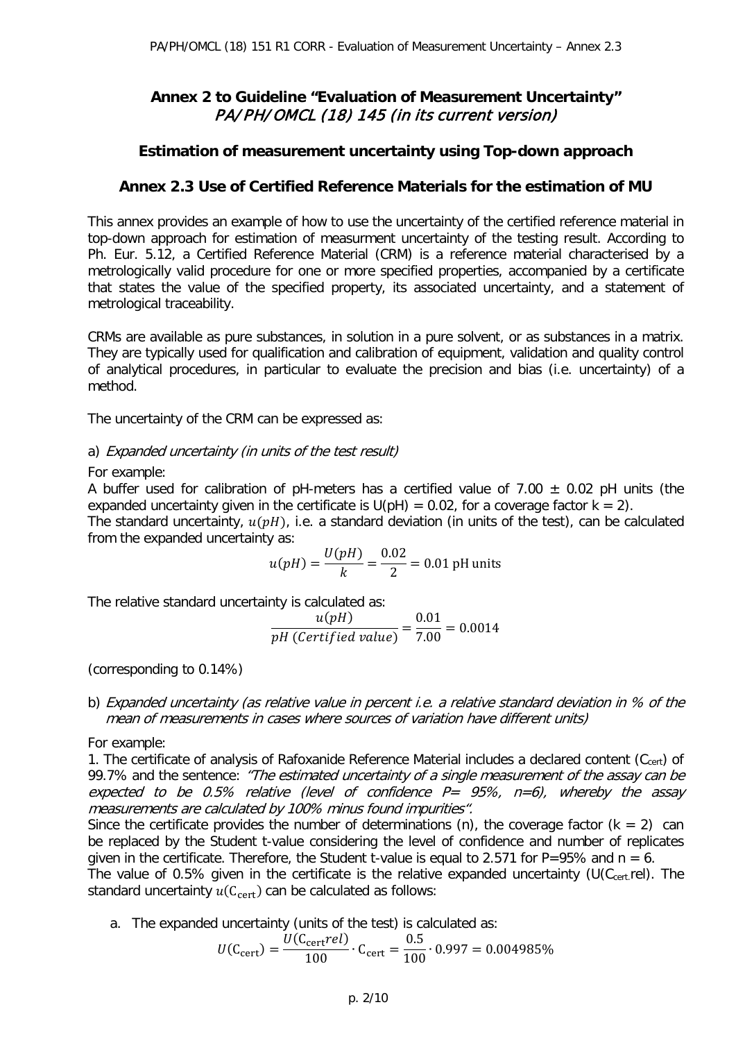## Annex 2 to Guideline "Evaluation of Measurement Uncertainty"

*PA/PH/OMCL (18) 145 (in its current version)*

### Estimation of measurement uncertainty using Top-down approach

### Annex 2.3 Use of Certified Reference Materials for the estimation of MU

This annex provides an example of how to use the uncertainty of the certified reference material in top-down approach for estimation of measurment uncertainty of the testing result. According to Ph. Eur. 5.12, a Certified Reference Material (CRM) is a reference material characterised by a metrologically valid procedure for one or more specified properties, accompanied by a certificate that states the value of the specified property, its associated uncertainty, and a statement of metrological traceability.

CRMs are available as pure substances, in solution in a pure solvent, or as substances in a matrix. They are typically used for qualification and calibration of equipment, validation and quality control of analytical procedures, in particular to evaluate the precision and bias (i.e. uncertainty) of a method.

The uncertainty of the CRM can be expressed as:

a) *Expanded uncertainty (in units of the test result)*

For example:

A buffer used for calibration of pH-meters has a certified value of 7.00 ± 0.02 pH units (the expanded uncertainty given in the certificate is U(pH) = 0.02, for a coverage factor k = 2).

The standard uncertainty, $u(pH)$, i.e. a standard deviation (in units of the test), can be calculated from the expanded uncertainty as:

$$u(pH) = \frac{U(pH)}{k} = \frac{0.02}{2} = 0.01 \text{ pH units}$$

The relative standard uncertainty is calculated as:

$$\frac{u(pH)}{pH\ (Certified\ value)} = \frac{0.01}{7.00} = 0.0014$$

(corresponding to 0.14%)

b) *Expanded uncertainty (as relative value in percent i.e. a relative standard deviation in % of the mean of measurements in cases where sources of variation have different units)*

For example:

1. The certificate of analysis of Rafoxanide Reference Material includes a declared content ($C_{cert}$) of 99.7% and the sentence: *"The estimated uncertainty of a single measurement of the assay can be expected to be 0.5% relative (level of confidence P= 95%, n=6), whereby the assay measurements are calculated by 100% minus found impurities".*

Since the certificate provides the number of determinations (n), the coverage factor (k = 2) can be replaced by the Student t-value considering the level of confidence and number of replicates given in the certificate. Therefore, the Student t-value is equal to 2.571 for P=95% and n = 6.

The value of 0.5% given in the certificate is the relative expanded uncertainty ($U(C_{cert.}rel)$). The standard uncertainty $u(C_{cert})$ can be calculated as follows:

a. The expanded uncertainty (units of the test) is calculated as:

$$U(C_{cert}) = \frac{U(C_{cert}rel)}{100} \cdot C_{cert} = \frac{0.5}{100} \cdot 0.997 = 0.004985\%$$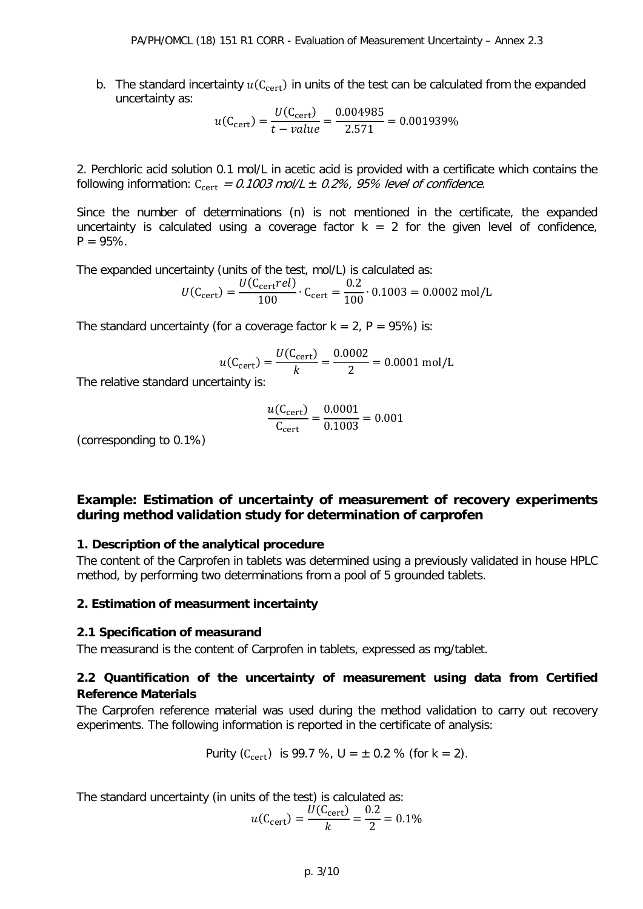b. The standard incertainty $u(\mathrm{C_{cert}})$ in units of the test can be calculated from the expanded uncertainty as:

$$u(\mathrm{C_{cert}}) = \frac{U(\mathrm{C_{cert}})}{t - value} = \frac{0.004985}{2.571} = 0.001939\%$$

2. Perchloric acid solution 0.1 mol/L in acetic acid is provided with a certificate which contains the following information: $\mathrm{C_{cert}}$ *= 0.1003 mol/L ± 0.2%, 95% level of confidence.*

Since the number of determinations (n) is not mentioned in the certificate, the expanded uncertainty is calculated using a coverage factor k = 2 for the given level of confidence, P = 95%.

The expanded uncertainty (units of the test, mol/L) is calculated as:

$$U(\mathrm{C_{cert}}) = \frac{U(\mathrm{C_{cert}}rel)}{100} \cdot \mathrm{C_{cert}} = \frac{0.2}{100} \cdot 0.1003 = 0.0002\ \mathrm{mol/L}$$

The standard uncertainty (for a coverage factor k = 2, P = 95%) is:

$$u(\mathrm{C_{cert}}) = \frac{U(\mathrm{C_{cert}})}{k} = \frac{0.0002}{2} = 0.0001\ \mathrm{mol/L}$$

The relative standard uncertainty is:

$$\frac{u(\mathrm{C_{cert}})}{\mathrm{C_{cert}}} = \frac{0.0001}{0.1003} = 0.001$$

(corresponding to 0.1%)

## Example: Estimation of uncertainty of measurement of recovery experiments during method validation study for determination of carprofen

### 1. Description of the analytical procedure

The content of the Carprofen in tablets was determined using a previously validated in house HPLC method, by performing two determinations from a pool of 5 grounded tablets.

### 2. Estimation of measurment incertainty

#### 2.1 Specification of measurand

The measurand is the content of Carprofen in tablets, expressed as mg/tablet.

#### 2.2 Quantification of the uncertainty of measurement using data from Certified Reference Materials

The Carprofen reference material was used during the method validation to carry out recovery experiments. The following information is reported in the certificate of analysis:

Purity ($\mathrm{C_{cert}}$) is 99.7 %, U = ± 0.2 % (for k = 2).

The standard uncertainty (in units of the test) is calculated as:

$$u(\mathrm{C_{cert}}) = \frac{U(\mathrm{C_{cert}})}{k} = \frac{0.2}{2} = 0.1\%$$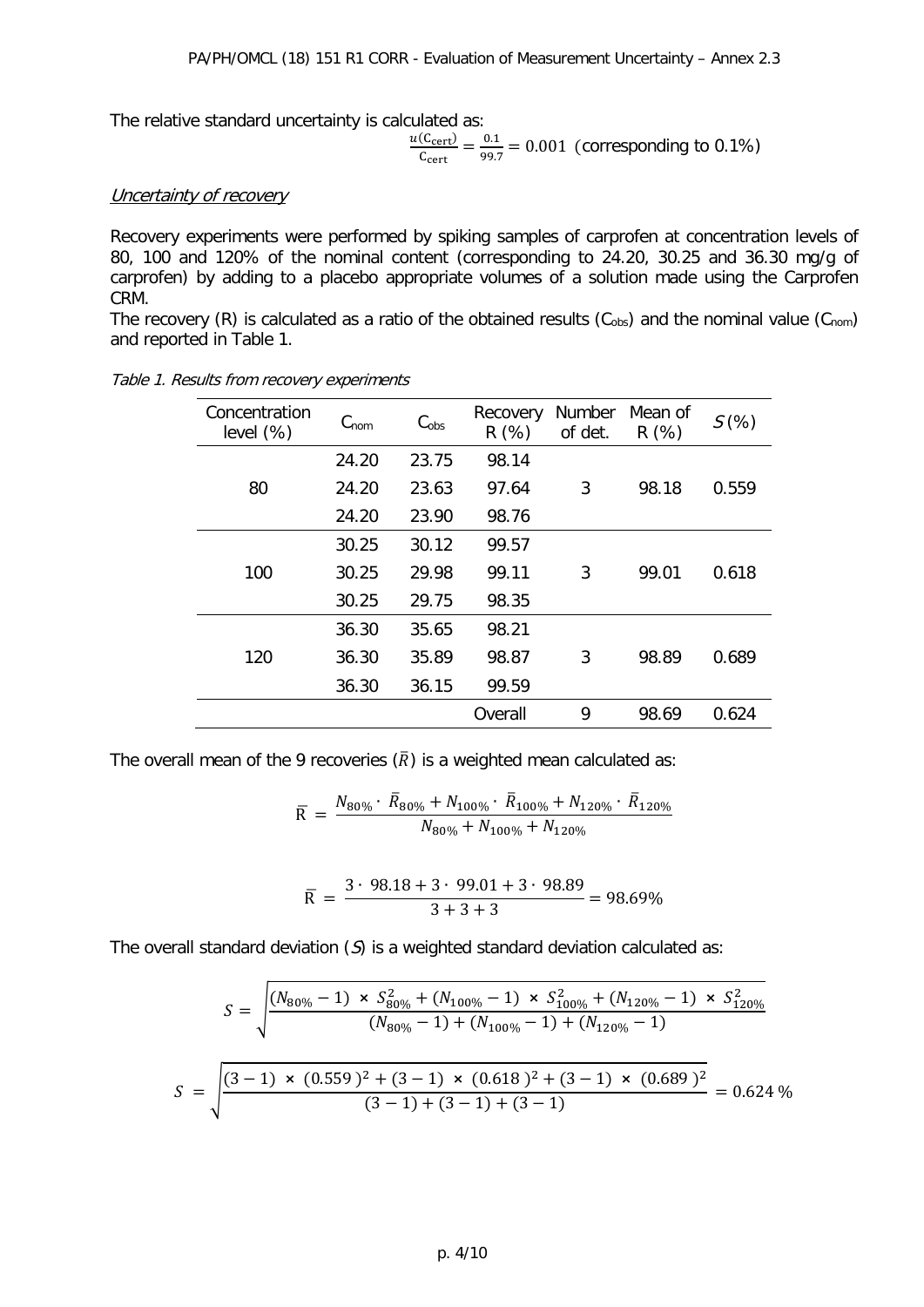The relative standard uncertainty is calculated as:

$$\frac{u(C_{cert})}{C_{cert}} = \frac{0.1}{99.7} = 0.001 \text{ (corresponding to 0.1\%)}$$

### *Uncertainty of recovery*

Recovery experiments were performed by spiking samples of carprofen at concentration levels of 80, 100 and 120% of the nominal content (corresponding to 24.20, 30.25 and 36.30 mg/g of carprofen) by adding to a placebo appropriate volumes of a solution made using the Carprofen CRM.

The recovery (R) is calculated as a ratio of the obtained results ($C_{obs}$) and the nominal value ($C_{nom}$) and reported in Table 1.

*Table 1. Results from recovery experiments*

| Concentration level (%) | $C_{nom}$ | $C_{obs}$ | Recovery R (%) | Number of det. | Mean of R (%) | *S* (%) |
|---|---|---|---|---|---|---|
| 80 | 24.20 | 23.75 | 98.14 | 3 | 98.18 | 0.559 |
| | 24.20 | 23.63 | 97.64 | | | |
| | 24.20 | 23.90 | 98.76 | | | |
| 100 | 30.25 | 30.12 | 99.57 | 3 | 99.01 | 0.618 |
| | 30.25 | 29.98 | 99.11 | | | |
| | 30.25 | 29.75 | 98.35 | | | |
| 120 | 36.30 | 35.65 | 98.21 | 3 | 98.89 | 0.689 |
| | 36.30 | 35.89 | 98.87 | | | |
| | 36.30 | 36.15 | 99.59 | | | |
| | | | Overall | 9 | 98.69 | 0.624 |

The overall mean of the 9 recoveries ($\bar{R}$) is a weighted mean calculated as:

$$\bar{R} = \frac{N_{80\%} \cdot \bar{R}_{80\%} + N_{100\%} \cdot \bar{R}_{100\%} + N_{120\%} \cdot \bar{R}_{120\%}}{N_{80\%} + N_{100\%} + N_{120\%}}$$

$$\bar{R} = \frac{3 \cdot 98.18 + 3 \cdot 99.01 + 3 \cdot 98.89}{3 + 3 + 3} = 98.69\%$$

The overall standard deviation (*S*) is a weighted standard deviation calculated as:

$$S = \sqrt{\frac{(N_{80\%} - 1) \times S_{80\%}^2 + (N_{100\%} - 1) \times S_{100\%}^2 + (N_{120\%} - 1) \times S_{120\%}^2}{(N_{80\%} - 1) + (N_{100\%} - 1) + (N_{120\%} - 1)}}$$

$$S = \sqrt{\frac{(3-1) \times (0.559)^2 + (3-1) \times (0.618)^2 + (3-1) \times (0.689)^2}{(3-1) + (3-1) + (3-1)}} = 0.624\ \%$$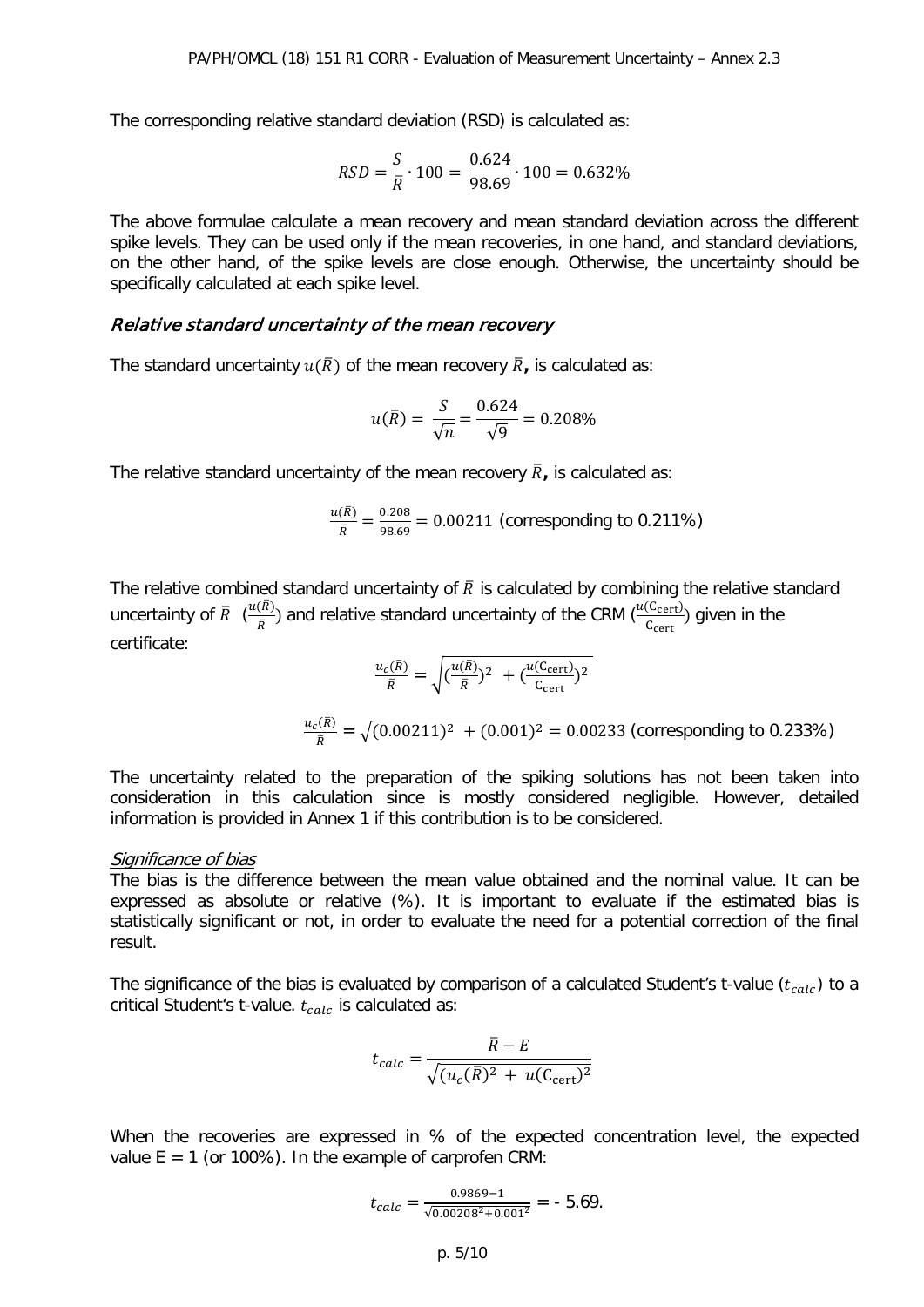The corresponding relative standard deviation (RSD) is calculated as:

$$RSD = \frac{S}{\bar{\bar{R}}} \cdot 100 = \frac{0.624}{98.69} \cdot 100 = 0.632\%$$

The above formulae calculate a mean recovery and mean standard deviation across the different spike levels. They can be used only if the mean recoveries, in one hand, and standard deviations, on the other hand, of the spike levels are close enough. Otherwise, the uncertainty should be specifically calculated at each spike level.

### *Relative standard uncertainty of the mean recovery*

The standard uncertainty $u(\bar{R})$ of the mean recovery $\bar{R}$**,** is calculated as:

$$u(\bar{R}) = \frac{S}{\sqrt{n}} = \frac{0.624}{\sqrt{9}} = 0.208\%$$

The relative standard uncertainty of the mean recovery $\bar{R}$**,** is calculated as:

$$\frac{u(\bar{R})}{\bar{R}} = \frac{0.208}{98.69} = 0.00211 \text{ (corresponding to 0.211\%)}$$

The relative combined standard uncertainty of $\bar{R}$ is calculated by combining the relative standard uncertainty of $\bar{R}$ ($\frac{u(\bar{R})}{\bar{R}}$) and relative standard uncertainty of the CRM ($\frac{u(C_{cert})}{C_{cert}}$) given in the certificate:

$$\frac{u_c(\bar{R})}{\bar{R}} = \sqrt{\left(\frac{u(\bar{R})}{\bar{R}}\right)^2 + \left(\frac{u(C_{cert})}{C_{cert}}\right)^2}$$

$$\frac{u_c(\bar{R})}{\bar{R}} = \sqrt{(0.00211)^2 + (0.001)^2} = 0.00233 \text{ (corresponding to 0.233\%)}$$

The uncertainty related to the preparation of the spiking solutions has not been taken into consideration in this calculation since is mostly considered negligible. However, detailed information is provided in Annex 1 if this contribution is to be considered.

#### Significance of bias

The bias is the difference between the mean value obtained and the nominal value. It can be expressed as absolute or relative (%). It is important to evaluate if the estimated bias is statistically significant or not, in order to evaluate the need for a potential correction of the final result.

The significance of the bias is evaluated by comparison of a calculated Student's t-value ($t_{calc}$) to a critical Student's t-value. $t_{calc}$ is calculated as:

$$t_{calc} = \frac{\bar{R} - E}{\sqrt{(u_c(\bar{R})^2 + u(C_{cert})^2}}$$

When the recoveries are expressed in % of the expected concentration level, the expected value E = 1 (or 100%). In the example of carprofen CRM:

$$t_{calc} = \frac{0.9869 - 1}{\sqrt{0.00208^2 + 0.001^2}} = -5.69.$$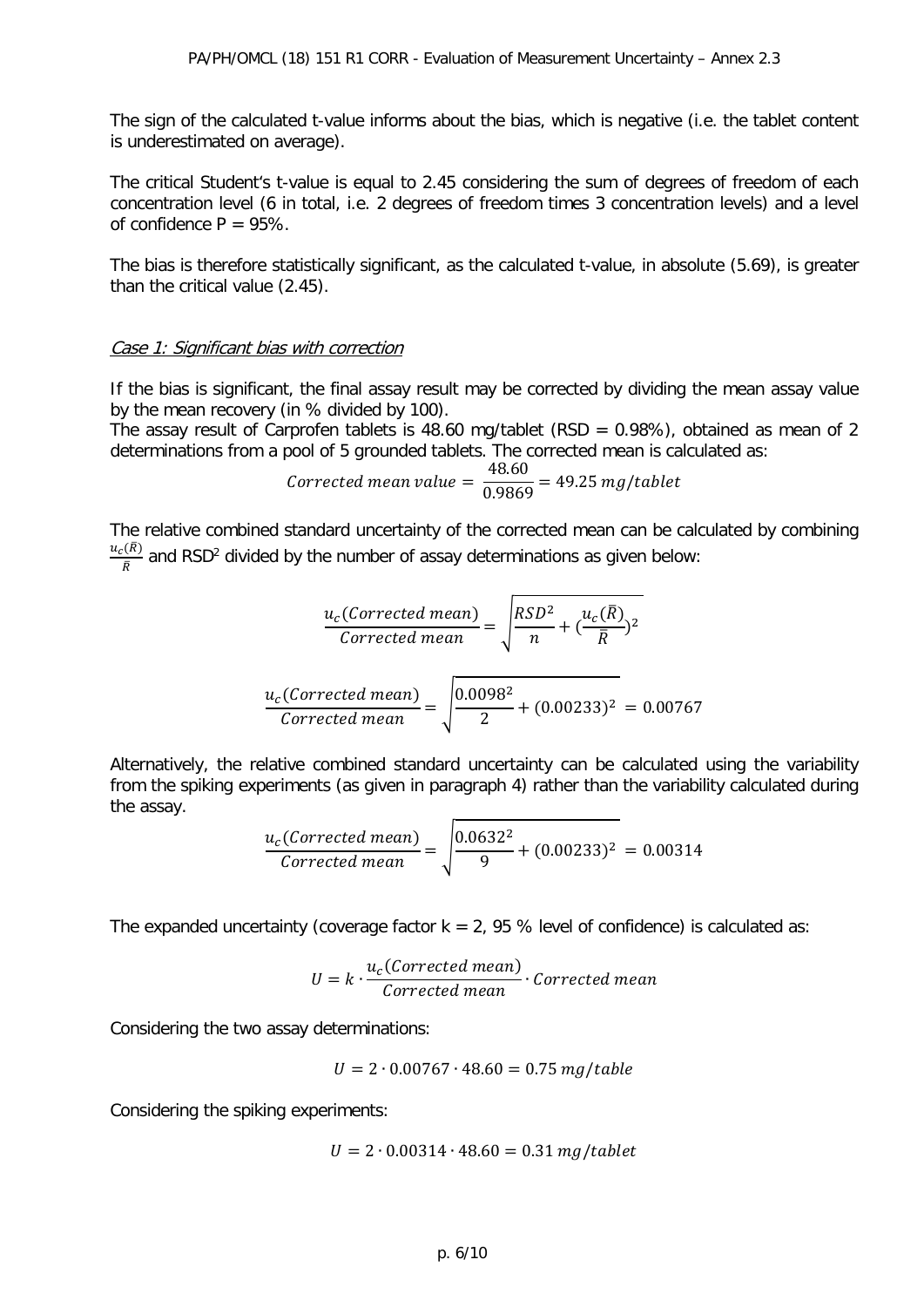The sign of the calculated t-value informs about the bias, which is negative (i.e. the tablet content is underestimated on average).

The critical Student's t-value is equal to 2.45 considering the sum of degrees of freedom of each concentration level (6 in total, i.e. 2 degrees of freedom times 3 concentration levels) and a level of confidence P = 95%.

The bias is therefore statistically significant, as the calculated t-value, in absolute (5.69), is greater than the critical value (2.45).

### *Case 1: Significant bias with correction*

If the bias is significant, the final assay result may be corrected by dividing the mean assay value by the mean recovery (in % divided by 100).

The assay result of Carprofen tablets is 48.60 mg/tablet (RSD = 0.98%), obtained as mean of 2 determinations from a pool of 5 grounded tablets. The corrected mean is calculated as:

$$Corrected\ mean\ value = \frac{48.60}{0.9869} = 49.25\ mg/tablet$$

The relative combined standard uncertainty of the corrected mean can be calculated by combining $\frac{u_c(\bar{R})}{\bar{R}}$ and $RSD^2$ divided by the number of assay determinations as given below:

$$\frac{u_c(Corrected\ mean)}{Corrected\ mean} = \sqrt{\frac{RSD^2}{n} + (\frac{u_c(\bar{R})}{\bar{R}})^2}$$

$$\frac{u_c(Corrected\ mean)}{Corrected\ mean} = \sqrt{\frac{0.0098^2}{2} + (0.00233)^2} = 0.00767$$

Alternatively, the relative combined standard uncertainty can be calculated using the variability from the spiking experiments (as given in paragraph 4) rather than the variability calculated during the assay.

$$\frac{u_c(Corrected\ mean)}{Corrected\ mean} = \sqrt{\frac{0.0632^2}{9} + (0.00233)^2} = 0.00314$$

The expanded uncertainty (coverage factor k = 2, 95 % level of confidence) is calculated as:

$$U = k \cdot \frac{u_c(Corrected\ mean)}{Corrected\ mean} \cdot Corrected\ mean$$

Considering the two assay determinations:

$$U = 2 \cdot 0.00767 \cdot 48.60 = 0.75\ mg/table$$

Considering the spiking experiments:

$$U = 2 \cdot 0.00314 \cdot 48.60 = 0.31\ mg/tablet$$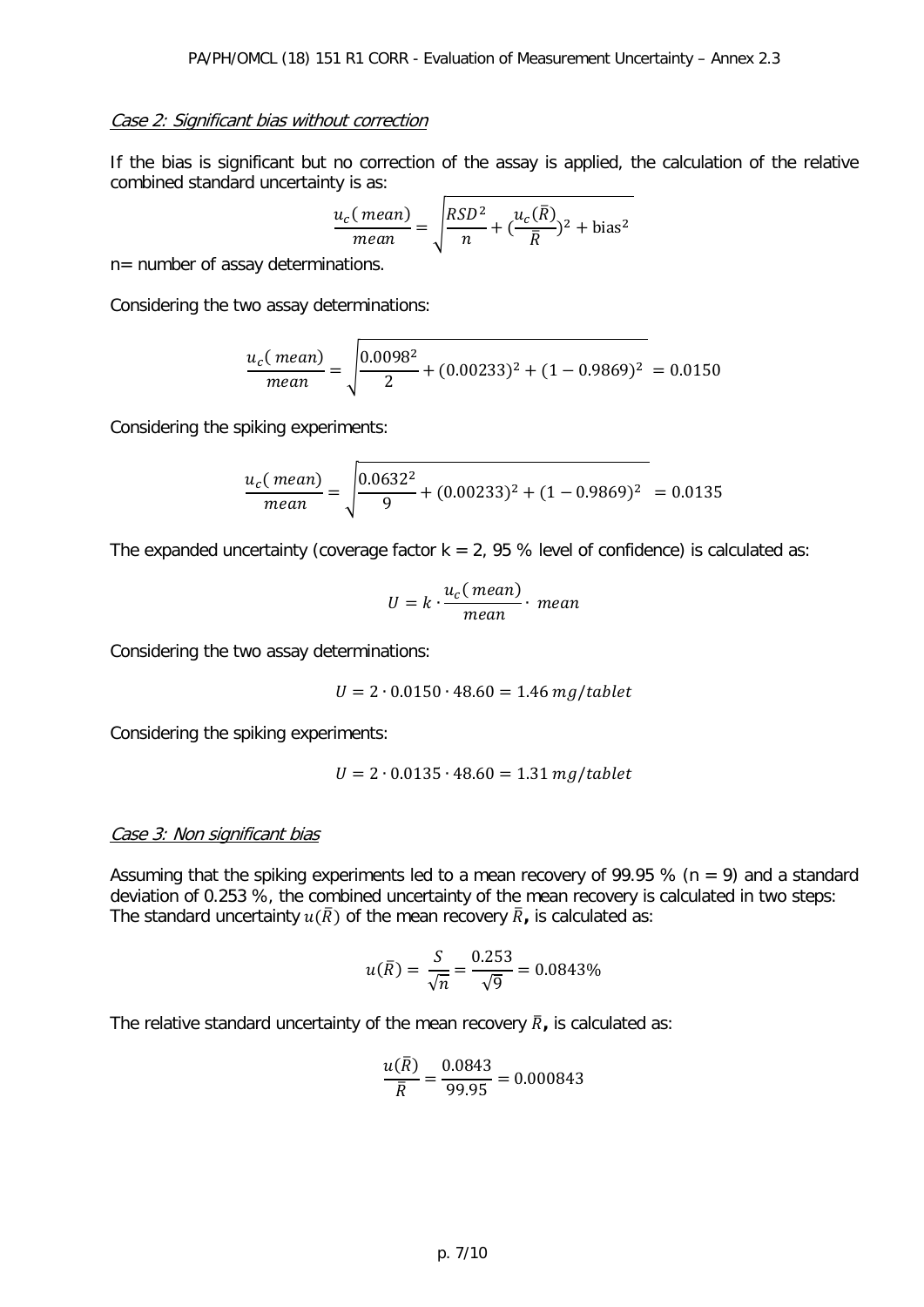*Case 2: Significant bias without correction*

If the bias is significant but no correction of the assay is applied, the calculation of the relative combined standard uncertainty is as:

$$\frac{u_c(\,mean)}{mean} = \sqrt{\frac{RSD^2}{n} + (\frac{u_c(\bar{R})}{\bar{R}})^2 + \text{bias}^2}$$

n= number of assay determinations.

Considering the two assay determinations:

$$\frac{u_c(\,mean)}{mean} = \sqrt{\frac{0.0098^2}{2} + (0.00233)^2 + (1 - 0.9869)^2} = 0.0150$$

Considering the spiking experiments:

$$\frac{u_c(\,mean)}{mean} = \sqrt{\frac{0.0632^2}{9} + (0.00233)^2 + (1 - 0.9869)^2} = 0.0135$$

The expanded uncertainty (coverage factor k = 2, 95 % level of confidence) is calculated as:

$$U = k \cdot \frac{u_c(\,mean)}{mean} \cdot \,mean$$

Considering the two assay determinations:

$$U = 2 \cdot 0.0150 \cdot 48.60 = 1.46\,mg/tablet$$

Considering the spiking experiments:

$$U = 2 \cdot 0.0135 \cdot 48.60 = 1.31\,mg/tablet$$

*Case 3: Non significant bias*

Assuming that the spiking experiments led to a mean recovery of 99.95 % (n = 9) and a standard deviation of 0.253 %, the combined uncertainty of the mean recovery is calculated in two steps: The standard uncertainty $u(\bar{R})$ of the mean recovery $\bar{R}$**,** is calculated as:

$$u(\bar{R}) = \frac{S}{\sqrt{n}} = \frac{0.253}{\sqrt{9}} = 0.0843\%$$

The relative standard uncertainty of the mean recovery $\bar{R}$**,** is calculated as:

$$\frac{u(\bar{R})}{\bar{R}} = \frac{0.0843}{99.95} = 0.000843$$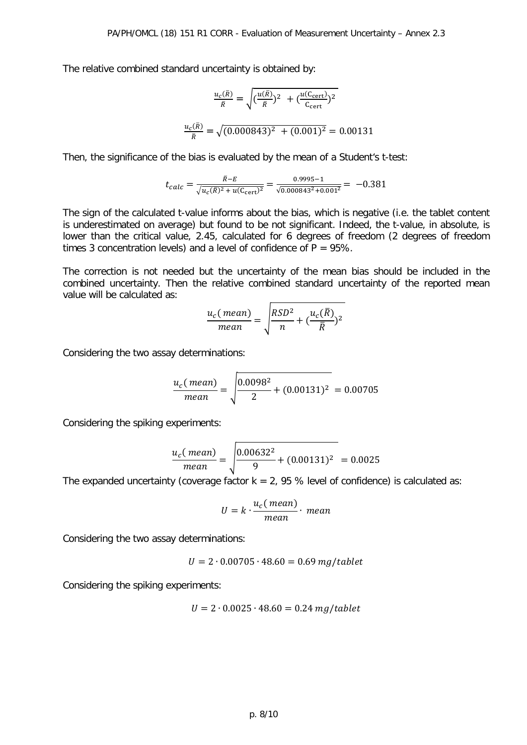The relative combined standard uncertainty is obtained by:

$$\frac{u_c(\bar{R})}{\bar{R}} = \sqrt{(\frac{u(\bar{R})}{\bar{R}})^2 \ + (\frac{u(\mathrm{C_{cert}})}{\mathrm{C_{cert}}})^2}$$

$$\frac{u_c(\bar{R})}{\bar{R}} = \sqrt{(0.000843)^2 \ + (0.001)^2} = 0.00131$$

Then, the significance of the bias is evaluated by the mean of a Student's t-test:

$$t_{calc} = \frac{\bar{R} - E}{\sqrt{u_c(\bar{R})^2 + u(\mathrm{C_{cert}})^2}} = \frac{0.9995 - 1}{\sqrt{0.000843^2 + 0.001^2}} = \ -0.381$$

The sign of the calculated t-value informs about the bias, which is negative (i.e. the tablet content is underestimated on average) but found to be not significant. Indeed, the t-value, in absolute, is lower than the critical value, 2.45, calculated for 6 degrees of freedom (2 degrees of freedom times 3 concentration levels) and a level of confidence of P = 95%.

The correction is not needed but the uncertainty of the mean bias should be included in the combined uncertainty. Then the relative combined standard uncertainty of the reported mean value will be calculated as:

$$\frac{u_c(\,mean)}{mean} = \sqrt{\frac{RSD^2}{n} + (\frac{u_c(\bar{R})}{\bar{R}})^2}$$

Considering the two assay determinations:

$$\frac{u_c(\,mean)}{mean} = \sqrt{\frac{0.0098^2}{2} + (0.00131)^2} \ = 0.00705$$

Considering the spiking experiments:

$$\frac{u_c(\,mean)}{mean} = \sqrt{\frac{0.00632^2}{9} + (0.00131)^2} \ \ = 0.0025$$

The expanded uncertainty (coverage factor k = 2, 95 % level of confidence) is calculated as:

$$U = k \cdot \frac{u_c(\,mean)}{mean} \cdot \ mean$$

Considering the two assay determinations:

$$U \ = 2 \cdot 0.00705 \cdot 48.60 = 0.69 \ mg/tablet$$

Considering the spiking experiments:

$$U = 2 \cdot 0.0025 \cdot 48.60 = 0.24 \ mg/tablet$$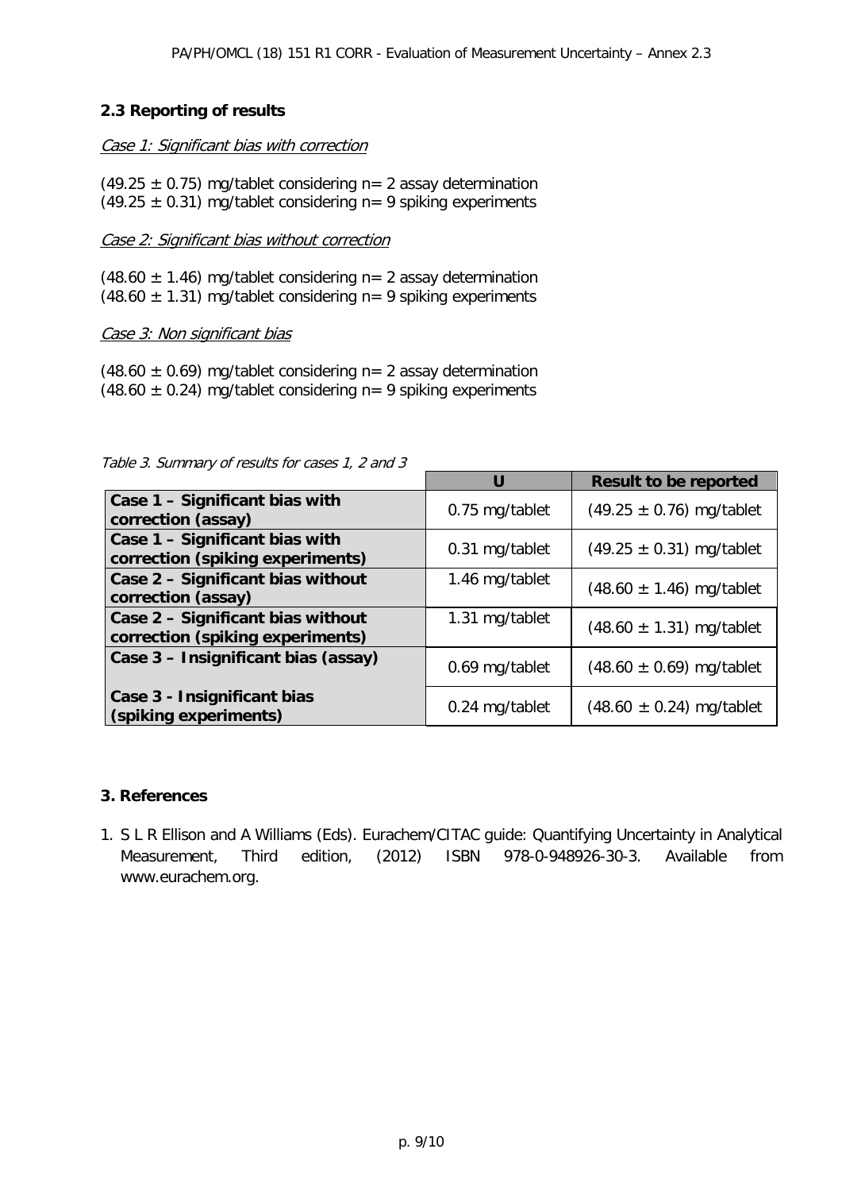### 2.3 Reporting of results

*Case 1: Significant bias with correction*

(49.25 ± 0.75) mg/tablet considering n= 2 assay determination
(49.25 ± 0.31) mg/tablet considering n= 9 spiking experiments

*Case 2: Significant bias without correction*

(48.60 ± 1.46) mg/tablet considering n= 2 assay determination
(48.60 ± 1.31) mg/tablet considering n= 9 spiking experiments

*Case 3: Non significant bias*

(48.60 ± 0.69) mg/tablet considering n= 2 assay determination
(48.60 ± 0.24) mg/tablet considering n= 9 spiking experiments

*Table 3. Summary of results for cases 1, 2 and 3*

| | **U** | **Result to be reported** |
|---|---|---|
| **Case 1 – Significant bias with correction (assay)** | 0.75 mg/tablet | (49.25 ± 0.76) mg/tablet |
| **Case 1 – Significant bias with correction (spiking experiments)** | 0.31 mg/tablet | (49.25 ± 0.31) mg/tablet |
| **Case 2 – Significant bias without correction (assay)** | 1.46 mg/tablet | (48.60 ± 1.46) mg/tablet |
| **Case 2 – Significant bias without correction (spiking experiments)** | 1.31 mg/tablet | (48.60 ± 1.31) mg/tablet |
| **Case 3 – Insignificant bias (assay)** | 0.69 mg/tablet | (48.60 ± 0.69) mg/tablet |
| **Case 3 - Insignificant bias (spiking experiments)** | 0.24 mg/tablet | (48.60 ± 0.24) mg/tablet |

## 3. References

1. S L R Ellison and A Williams (Eds). Eurachem/CITAC guide: Quantifying Uncertainty in Analytical Measurement, Third edition, (2012) ISBN 978-0-948926-30-3. Available from www.eurachem.org.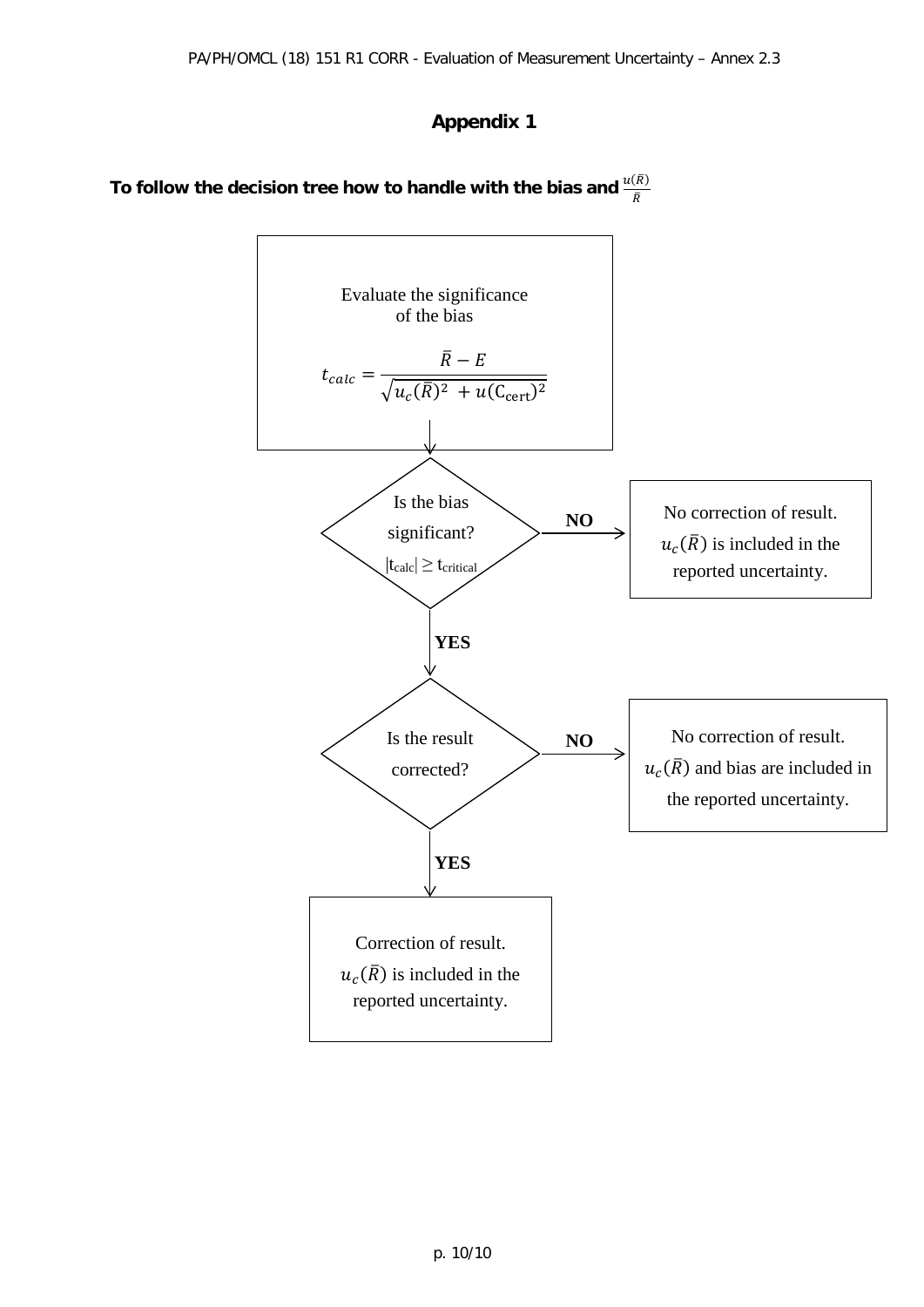## Appendix 1

**To follow the decision tree how to handle with the bias and $\frac{u(\bar{R})}{\bar{R}}$**

Evaluate the significance of the bias

$$t_{calc} = \frac{\bar{R} - E}{\sqrt{u_c(\bar{R})^2 + u(\mathrm{C_{cert}})^2}}$$

Is the bias significant? $|t_{calc}| \geq t_{critical}$

**NO**

No correction of result. $u_c(\bar{R})$ is included in the reported uncertainty.

**YES**

Is the result corrected?

**NO**

No correction of result. $u_c(\bar{R})$ and bias are included in the reported uncertainty.

**YES**

Correction of result. $u_c(\bar{R})$ is included in the reported uncertainty.